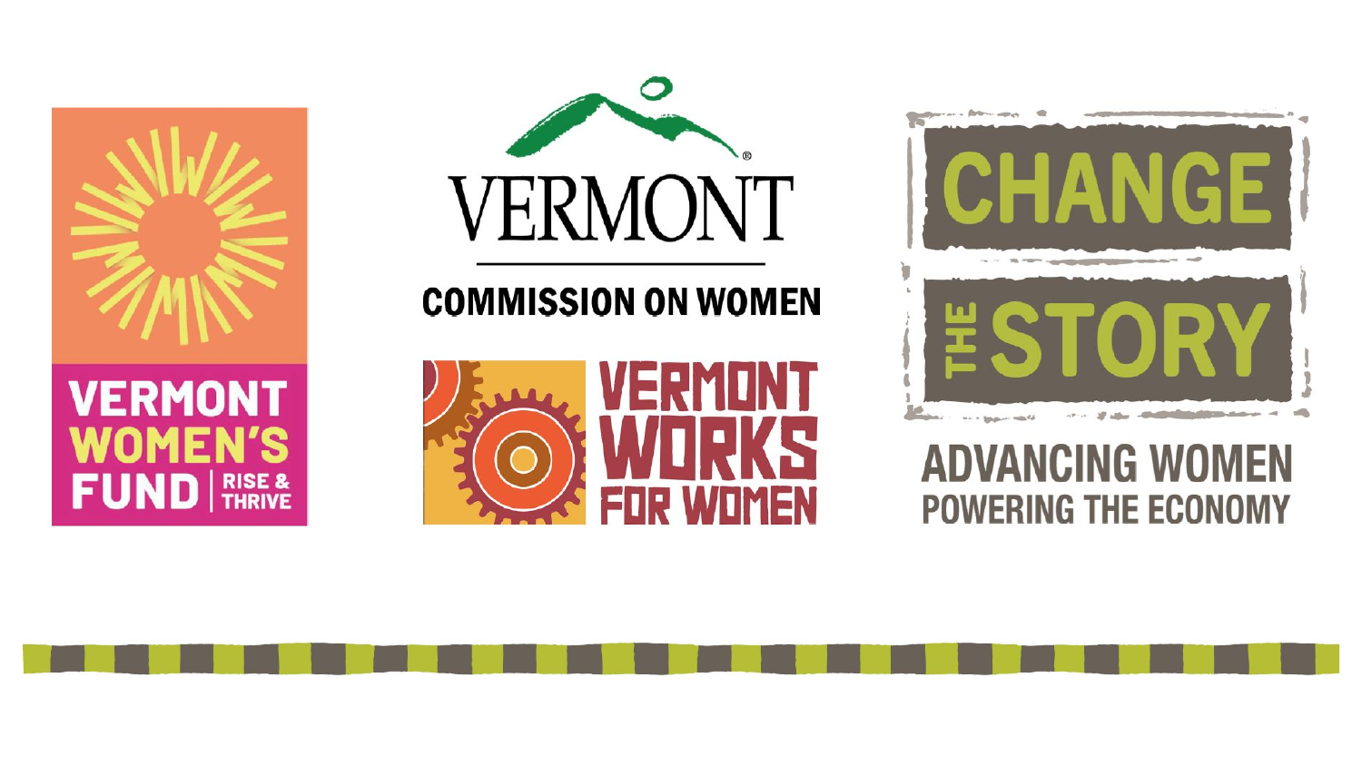VERMONT WOMEN'S FUND | RISE & THRIVE

VERMONT COMMISSION ON WOMEN

VERMONT WORKS FOR WOMEN

CHANGE THE STORY

ADVANCING WOMEN
POWERING THE ECONOMY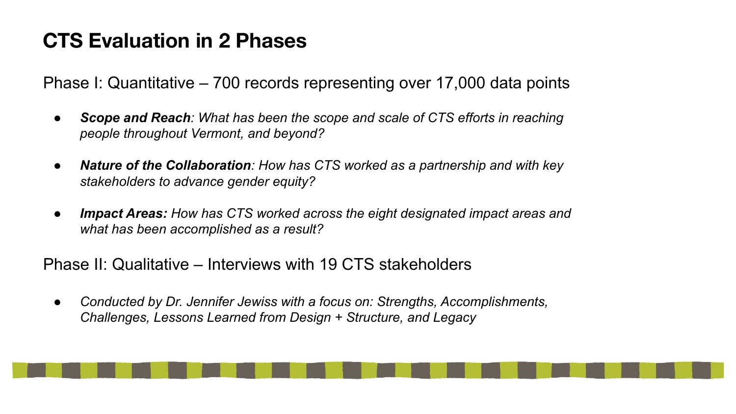# CTS Evaluation in 2 Phases

Phase I: Quantitative – 700 records representing over 17,000 data points

- ***Scope and Reach**: What has been the scope and scale of CTS efforts in reaching people throughout Vermont, and beyond?*
- ***Nature of the Collaboration**: How has CTS worked as a partnership and with key stakeholders to advance gender equity?*
- ***Impact Areas:** How has CTS worked across the eight designated impact areas and what has been accomplished as a result?*

Phase II: Qualitative – Interviews with 19 CTS stakeholders

- *Conducted by Dr. Jennifer Jewiss with a focus on: Strengths, Accomplishments, Challenges, Lessons Learned from Design + Structure, and Legacy*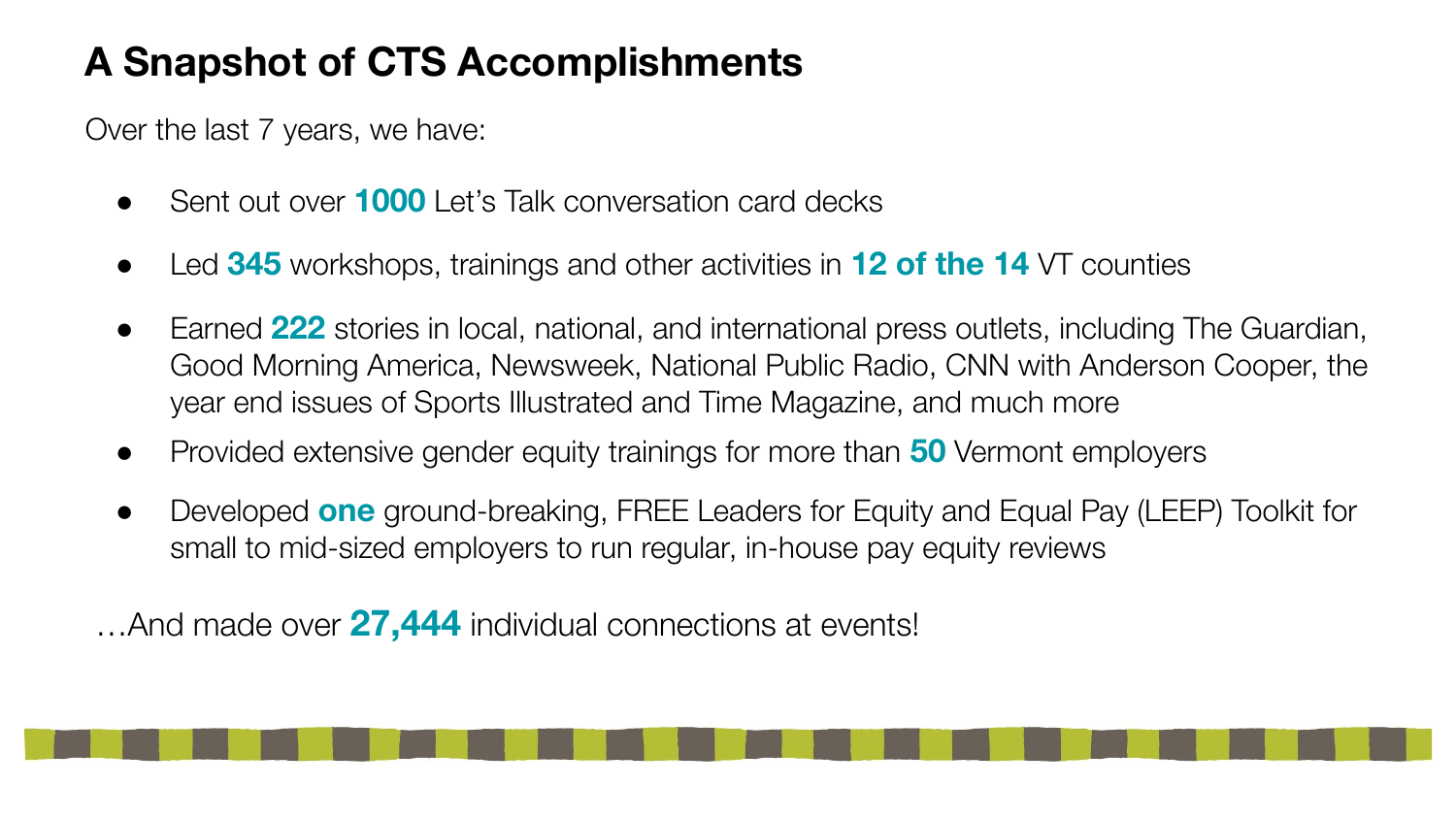# A Snapshot of CTS Accomplishments

Over the last 7 years, we have:

- Sent out over **1000** Let's Talk conversation card decks
- Led **345** workshops, trainings and other activities in **12 of the 14** VT counties
- Earned **222** stories in local, national, and international press outlets, including The Guardian, Good Morning America, Newsweek, National Public Radio, CNN with Anderson Cooper, the year end issues of Sports Illustrated and Time Magazine, and much more
- Provided extensive gender equity trainings for more than **50** Vermont employers
- Developed **one** ground-breaking, FREE Leaders for Equity and Equal Pay (LEEP) Toolkit for small to mid-sized employers to run regular, in-house pay equity reviews

…And made over **27,444** individual connections at events!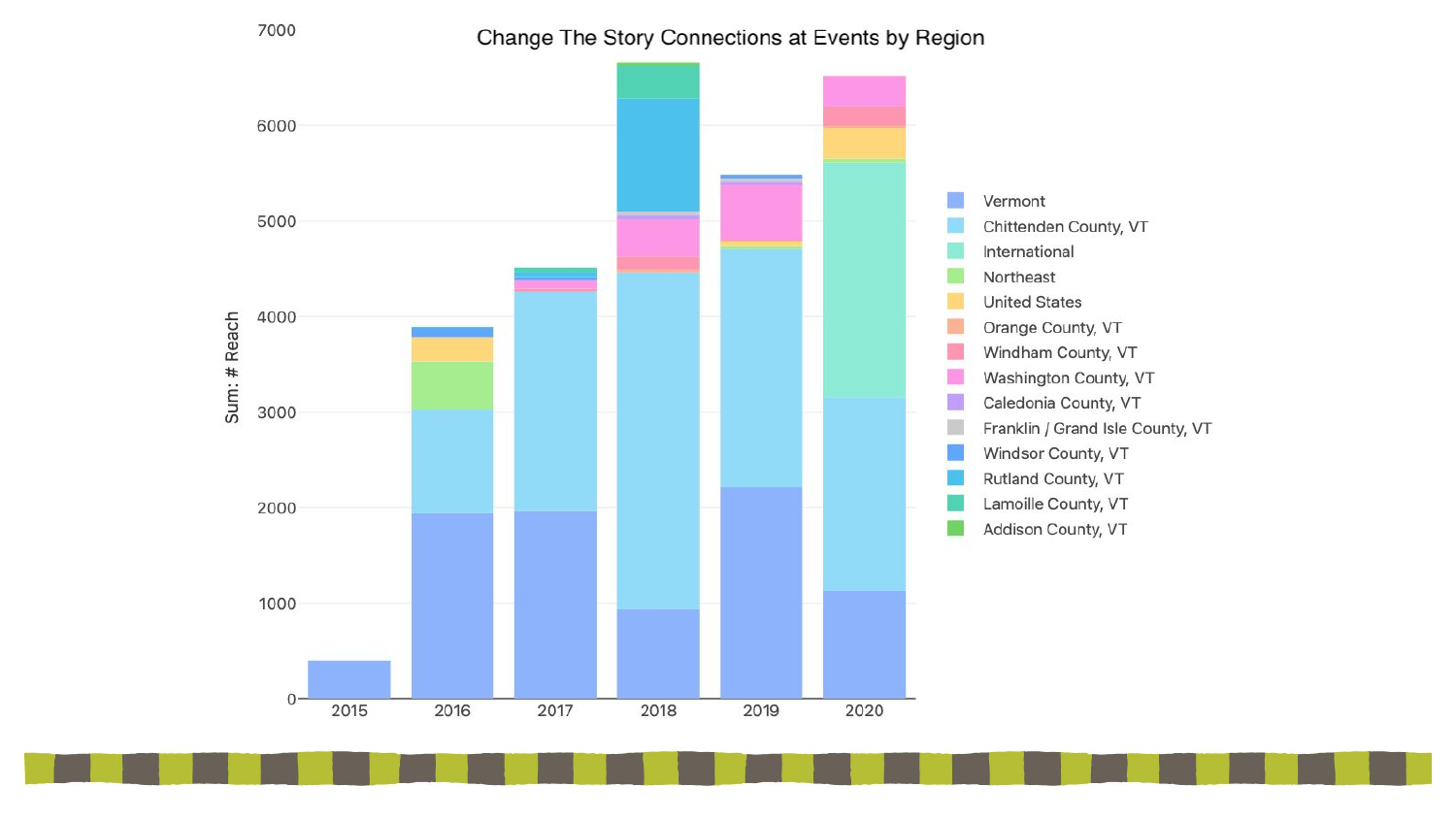## Change The Story Connections at Events by Region

Sum: # Reach

7000
6000
5000
4000
3000
2000
1000
0

2015 2016 2017 2018 2019 2020

- Vermont
- Chittenden County, VT
- International
- Northeast
- United States
- Orange County, VT
- Windham County, VT
- Washington County, VT
- Caledonia County, VT
- Franklin / Grand Isle County, VT
- Windsor County, VT
- Rutland County, VT
- Lamoille County, VT
- Addison County, VT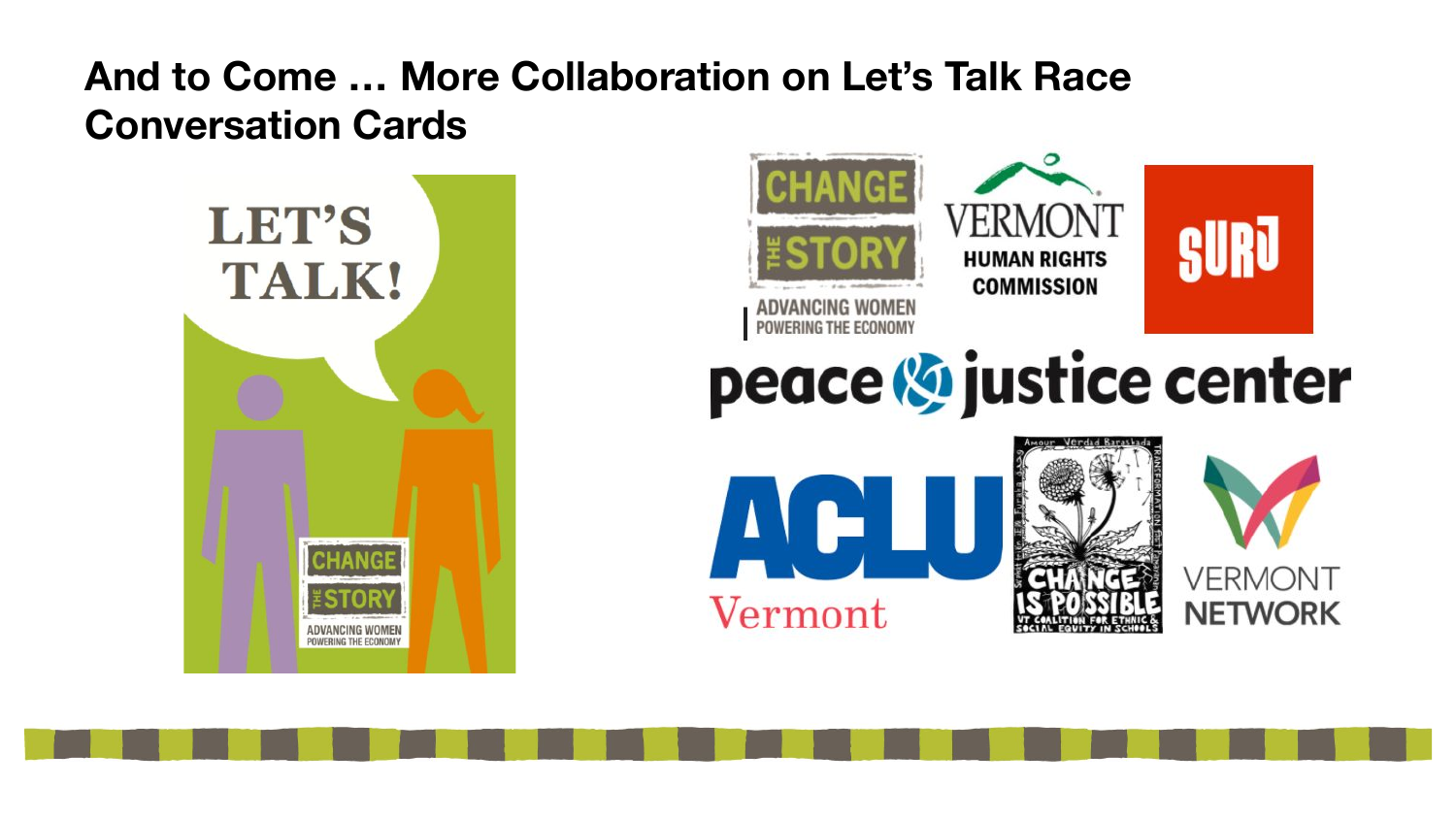# And to Come … More Collaboration on Let's Talk Race Conversation Cards

LET'S TALK!

CHANGE THE STORY

ADVANCING WOMEN POWERING THE ECONOMY

VERMONT HUMAN RIGHTS COMMISSION

SURJ

peace & justice center

ACLU Vermont

CHANGE IS POSSIBLE

VT COALITION FOR ETHNIC & SOCIAL EQUITY IN SCHOOLS

VERMONT NETWORK